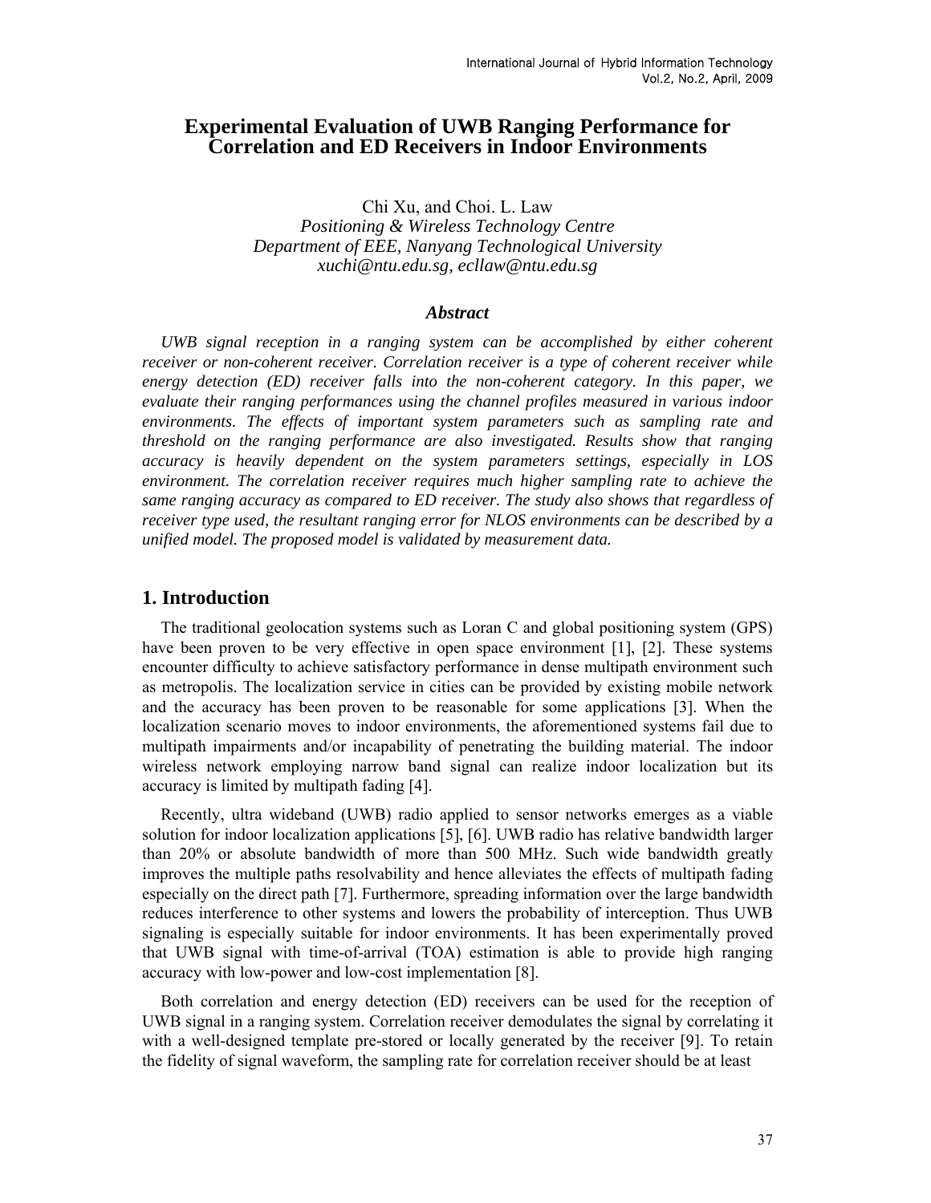# Experimental Evaluation of UWB Ranging Performance for Correlation and ED Receivers in Indoor Environments

Chi Xu, and Choi. L. Law

*Positioning & Wireless Technology Centre*
*Department of EEE, Nanyang Technological University*
*xuchi@ntu.edu.sg, ecllaw@ntu.edu.sg*

### *Abstract*

*UWB signal reception in a ranging system can be accomplished by either coherent receiver or non-coherent receiver. Correlation receiver is a type of coherent receiver while energy detection (ED) receiver falls into the non-coherent category. In this paper, we evaluate their ranging performances using the channel profiles measured in various indoor environments. The effects of important system parameters such as sampling rate and threshold on the ranging performance are also investigated. Results show that ranging accuracy is heavily dependent on the system parameters settings, especially in LOS environment. The correlation receiver requires much higher sampling rate to achieve the same ranging accuracy as compared to ED receiver. The study also shows that regardless of receiver type used, the resultant ranging error for NLOS environments can be described by a unified model. The proposed model is validated by measurement data.*

## 1. Introduction

The traditional geolocation systems such as Loran C and global positioning system (GPS) have been proven to be very effective in open space environment [1], [2]. These systems encounter difficulty to achieve satisfactory performance in dense multipath environment such as metropolis. The localization service in cities can be provided by existing mobile network and the accuracy has been proven to be reasonable for some applications [3]. When the localization scenario moves to indoor environments, the aforementioned systems fail due to multipath impairments and/or incapability of penetrating the building material. The indoor wireless network employing narrow band signal can realize indoor localization but its accuracy is limited by multipath fading [4].

Recently, ultra wideband (UWB) radio applied to sensor networks emerges as a viable solution for indoor localization applications [5], [6]. UWB radio has relative bandwidth larger than 20% or absolute bandwidth of more than 500 MHz. Such wide bandwidth greatly improves the multiple paths resolvability and hence alleviates the effects of multipath fading especially on the direct path [7]. Furthermore, spreading information over the large bandwidth reduces interference to other systems and lowers the probability of interception. Thus UWB signaling is especially suitable for indoor environments. It has been experimentally proved that UWB signal with time-of-arrival (TOA) estimation is able to provide high ranging accuracy with low-power and low-cost implementation [8].

Both correlation and energy detection (ED) receivers can be used for the reception of UWB signal in a ranging system. Correlation receiver demodulates the signal by correlating it with a well-designed template pre-stored or locally generated by the receiver [9]. To retain the fidelity of signal waveform, the sampling rate for correlation receiver should be at least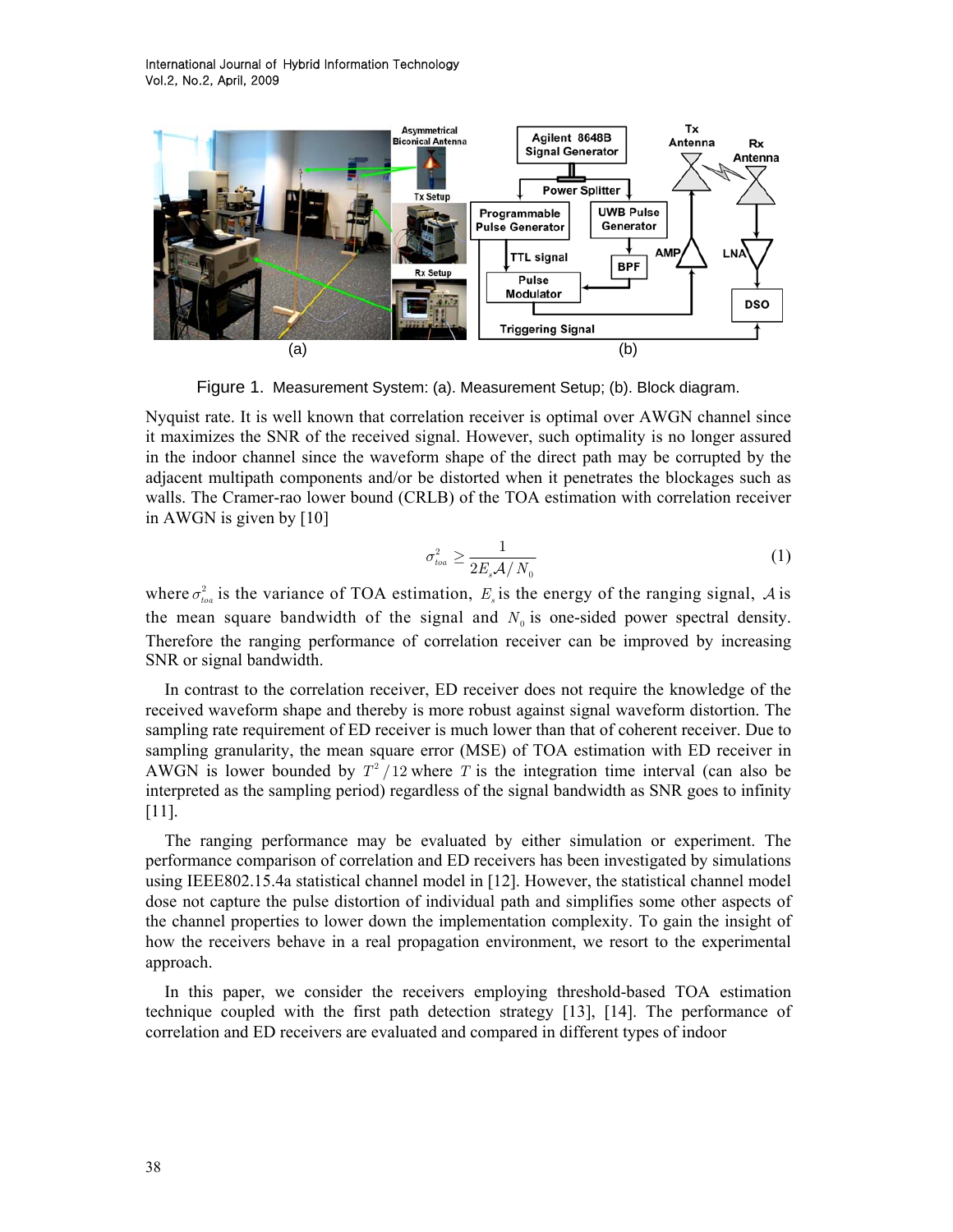Figure 1. Measurement System: (a). Measurement Setup; (b). Block diagram.

Nyquist rate. It is well known that correlation receiver is optimal over AWGN channel since it maximizes the SNR of the received signal. However, such optimality is no longer assured in the indoor channel since the waveform shape of the direct path may be corrupted by the adjacent multipath components and/or be distorted when it penetrates the blockages such as walls. The Cramer-rao lower bound (CRLB) of the TOA estimation with correlation receiver in AWGN is given by [10]

$$\sigma_{toa}^2 \geq \frac{1}{2E_s\mathcal{A}/N_0} \tag{1}$$

where $\sigma_{toa}^2$ is the variance of TOA estimation, $E_s$ is the energy of the ranging signal, $\mathcal{A}$ is the mean square bandwidth of the signal and $N_0$ is one-sided power spectral density. Therefore the ranging performance of correlation receiver can be improved by increasing SNR or signal bandwidth.

In contrast to the correlation receiver, ED receiver does not require the knowledge of the received waveform shape and thereby is more robust against signal waveform distortion. The sampling rate requirement of ED receiver is much lower than that of coherent receiver. Due to sampling granularity, the mean square error (MSE) of TOA estimation with ED receiver in AWGN is lower bounded by $T^2/12$ where $T$ is the integration time interval (can also be interpreted as the sampling period) regardless of the signal bandwidth as SNR goes to infinity [11].

The ranging performance may be evaluated by either simulation or experiment. The performance comparison of correlation and ED receivers has been investigated by simulations using IEEE802.15.4a statistical channel model in [12]. However, the statistical channel model dose not capture the pulse distortion of individual path and simplifies some other aspects of the channel properties to lower down the implementation complexity. To gain the insight of how the receivers behave in a real propagation environment, we resort to the experimental approach.

In this paper, we consider the receivers employing threshold-based TOA estimation technique coupled with the first path detection strategy [13], [14]. The performance of correlation and ED receivers are evaluated and compared in different types of indoor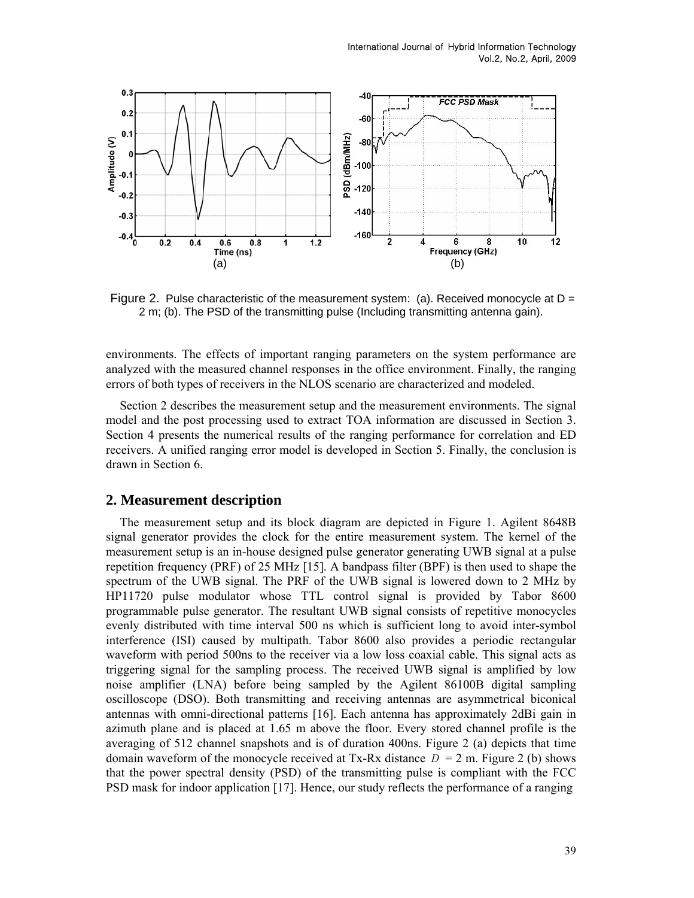0.3
0.2
0.1
0
-0.1
-0.2
-0.3
-0.4
Amplitude (V)
0 0.2 0.4 0.6 0.8 1 1.2
Time (ns)
(a)

-40
-60
-80
-100
-120
-140
-160
PSD (dBm/MHz)
FCC PSD Mask
2 4 6 8 10 12
Frequency (GHz)
(b)

Figure 2. Pulse characteristic of the measurement system: (a). Received monocycle at D = 2 m; (b). The PSD of the transmitting pulse (Including transmitting antenna gain).

environments. The effects of important ranging parameters on the system performance are analyzed with the measured channel responses in the office environment. Finally, the ranging errors of both types of receivers in the NLOS scenario are characterized and modeled.

Section 2 describes the measurement setup and the measurement environments. The signal model and the post processing used to extract TOA information are discussed in Section 3. Section 4 presents the numerical results of the ranging performance for correlation and ED receivers. A unified ranging error model is developed in Section 5. Finally, the conclusion is drawn in Section 6.

## 2. Measurement description

The measurement setup and its block diagram are depicted in Figure 1. Agilent 8648B signal generator provides the clock for the entire measurement system. The kernel of the measurement setup is an in-house designed pulse generator generating UWB signal at a pulse repetition frequency (PRF) of 25 MHz [15]. A bandpass filter (BPF) is then used to shape the spectrum of the UWB signal. The PRF of the UWB signal is lowered down to 2 MHz by HP11720 pulse modulator whose TTL control signal is provided by Tabor 8600 programmable pulse generator. The resultant UWB signal consists of repetitive monocycles evenly distributed with time interval 500 ns which is sufficient long to avoid inter-symbol interference (ISI) caused by multipath. Tabor 8600 also provides a periodic rectangular waveform with period 500ns to the receiver via a low loss coaxial cable. This signal acts as triggering signal for the sampling process. The received UWB signal is amplified by low noise amplifier (LNA) before being sampled by the Agilent 86100B digital sampling oscilloscope (DSO). Both transmitting and receiving antennas are asymmetrical biconical antennas with omni-directional patterns [16]. Each antenna has approximately 2dBi gain in azimuth plane and is placed at 1.65 m above the floor. Every stored channel profile is the averaging of 512 channel snapshots and is of duration 400ns. Figure 2 (a) depicts that time domain waveform of the monocycle received at Tx-Rx distance $D = 2$ m. Figure 2 (b) shows that the power spectral density (PSD) of the transmitting pulse is compliant with the FCC PSD mask for indoor application [17]. Hence, our study reflects the performance of a ranging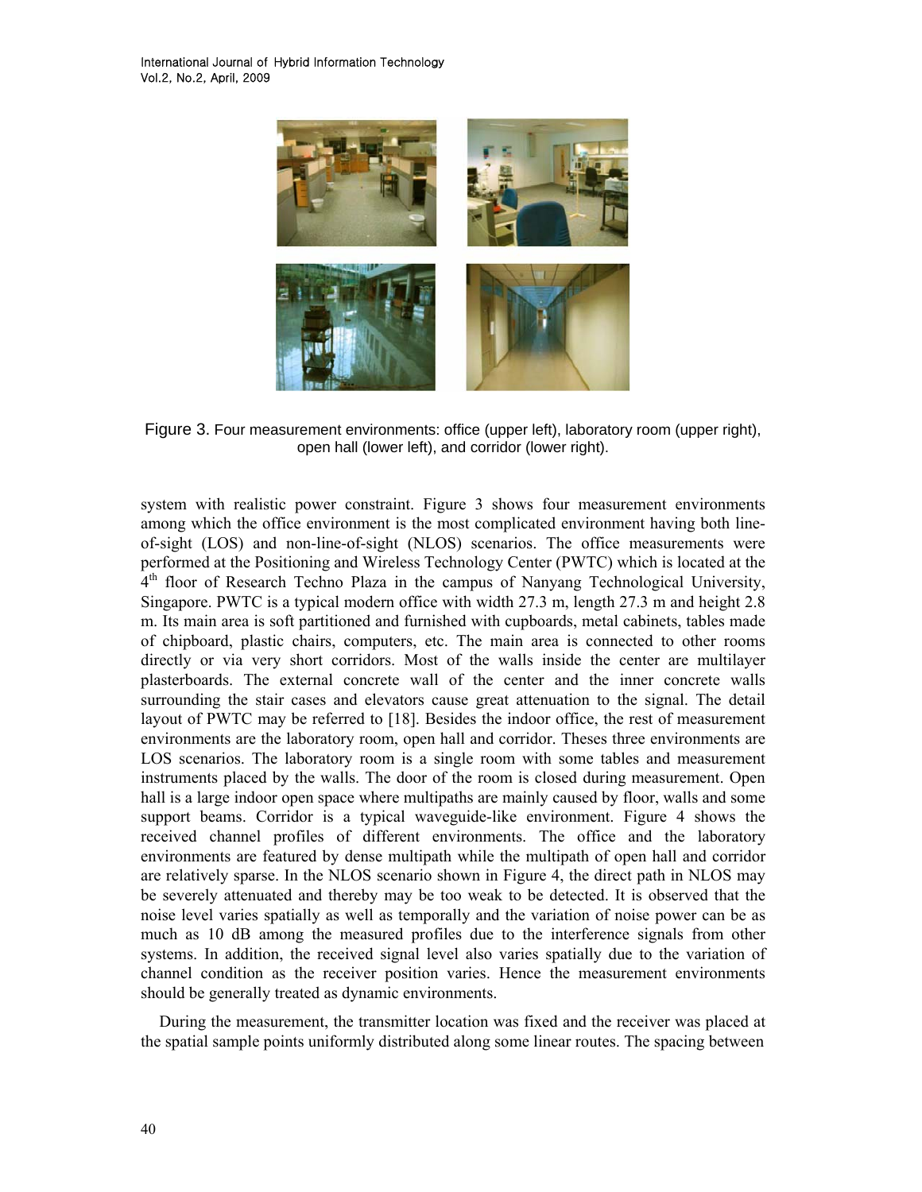Figure 3. Four measurement environments: office (upper left), laboratory room (upper right), open hall (lower left), and corridor (lower right).

system with realistic power constraint. Figure 3 shows four measurement environments among which the office environment is the most complicated environment having both line-of-sight (LOS) and non-line-of-sight (NLOS) scenarios. The office measurements were performed at the Positioning and Wireless Technology Center (PWTC) which is located at the 4th floor of Research Techno Plaza in the campus of Nanyang Technological University, Singapore. PWTC is a typical modern office with width 27.3 m, length 27.3 m and height 2.8 m. Its main area is soft partitioned and furnished with cupboards, metal cabinets, tables made of chipboard, plastic chairs, computers, etc. The main area is connected to other rooms directly or via very short corridors. Most of the walls inside the center are multilayer plasterboards. The external concrete wall of the center and the inner concrete walls surrounding the stair cases and elevators cause great attenuation to the signal. The detail layout of PWTC may be referred to [18]. Besides the indoor office, the rest of measurement environments are the laboratory room, open hall and corridor. Theses three environments are LOS scenarios. The laboratory room is a single room with some tables and measurement instruments placed by the walls. The door of the room is closed during measurement. Open hall is a large indoor open space where multipaths are mainly caused by floor, walls and some support beams. Corridor is a typical waveguide-like environment. Figure 4 shows the received channel profiles of different environments. The office and the laboratory environments are featured by dense multipath while the multipath of open hall and corridor are relatively sparse. In the NLOS scenario shown in Figure 4, the direct path in NLOS may be severely attenuated and thereby may be too weak to be detected. It is observed that the noise level varies spatially as well as temporally and the variation of noise power can be as much as 10 dB among the measured profiles due to the interference signals from other systems. In addition, the received signal level also varies spatially due to the variation of channel condition as the receiver position varies. Hence the measurement environments should be generally treated as dynamic environments.

During the measurement, the transmitter location was fixed and the receiver was placed at the spatial sample points uniformly distributed along some linear routes. The spacing between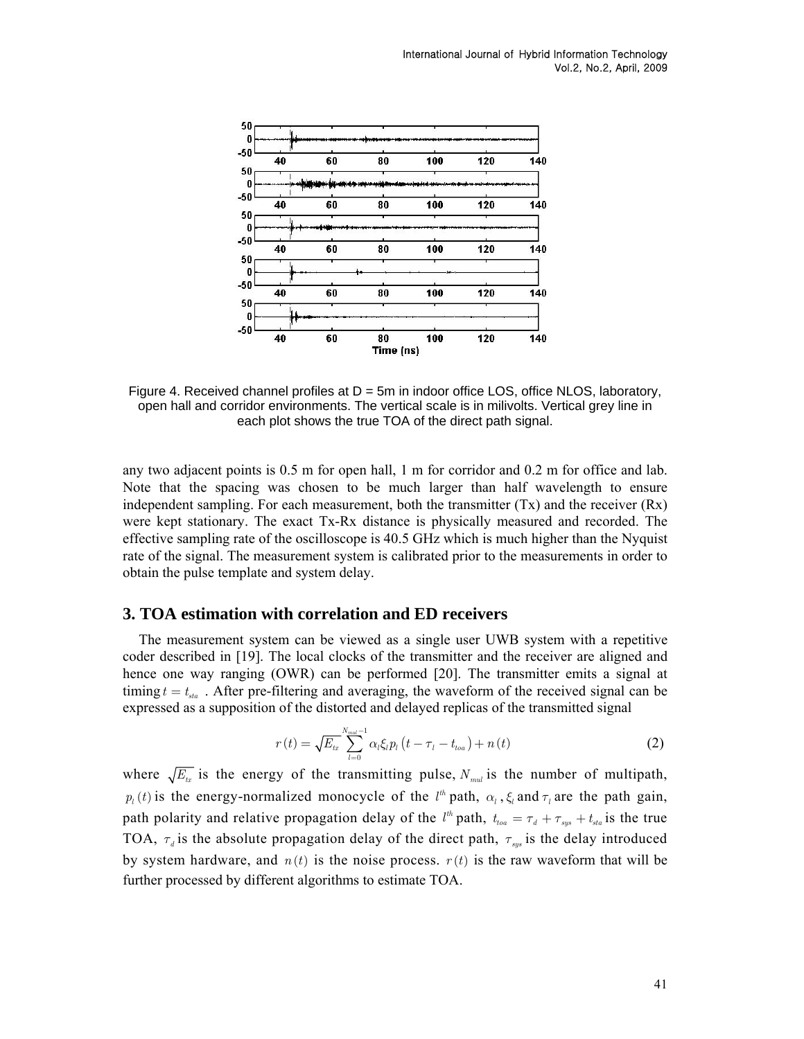50
0
-50
40 60 80 100 120 140
50
0
-50
40 60 80 100 120 140
50
0
-50
40 60 80 100 120 140
50
0
-50
40 60 80 100 120 140
50
0
-50
40 60 80 100 120 140
Time (ns)

Figure 4. Received channel profiles at D = 5m in indoor office LOS, office NLOS, laboratory, open hall and corridor environments. The vertical scale is in milivolts. Vertical grey line in each plot shows the true TOA of the direct path signal.

any two adjacent points is 0.5 m for open hall, 1 m for corridor and 0.2 m for office and lab. Note that the spacing was chosen to be much larger than half wavelength to ensure independent sampling. For each measurement, both the transmitter (Tx) and the receiver (Rx) were kept stationary. The exact Tx-Rx distance is physically measured and recorded. The effective sampling rate of the oscilloscope is 40.5 GHz which is much higher than the Nyquist rate of the signal. The measurement system is calibrated prior to the measurements in order to obtain the pulse template and system delay.

## 3. TOA estimation with correlation and ED receivers

The measurement system can be viewed as a single user UWB system with a repetitive coder described in [19]. The local clocks of the transmitter and the receiver are aligned and hence one way ranging (OWR) can be performed [20]. The transmitter emits a signal at timing $t = t_{sta}$ . After pre-filtering and averaging, the waveform of the received signal can be expressed as a supposition of the distorted and delayed replicas of the transmitted signal

$$r(t) = \sqrt{E_{tx}} \sum_{l=0}^{N_{mul}-1} \alpha_l \xi_l p_l \left(t - \tau_l - t_{toa}\right) + n(t) \tag{2}$$

where $\sqrt{E_{tx}}$ is the energy of the transmitting pulse, $N_{mul}$ is the number of multipath, $p_l(t)$ is the energy-normalized monocycle of the $l^{th}$ path, $\alpha_l$, $\xi_l$ and $\tau_l$ are the path gain, path polarity and relative propagation delay of the $l^{th}$ path, $t_{toa} = \tau_d + \tau_{sys} + t_{sta}$ is the true TOA, $\tau_d$ is the absolute propagation delay of the direct path, $\tau_{sys}$ is the delay introduced by system hardware, and $n(t)$ is the noise process. $r(t)$ is the raw waveform that will be further processed by different algorithms to estimate TOA.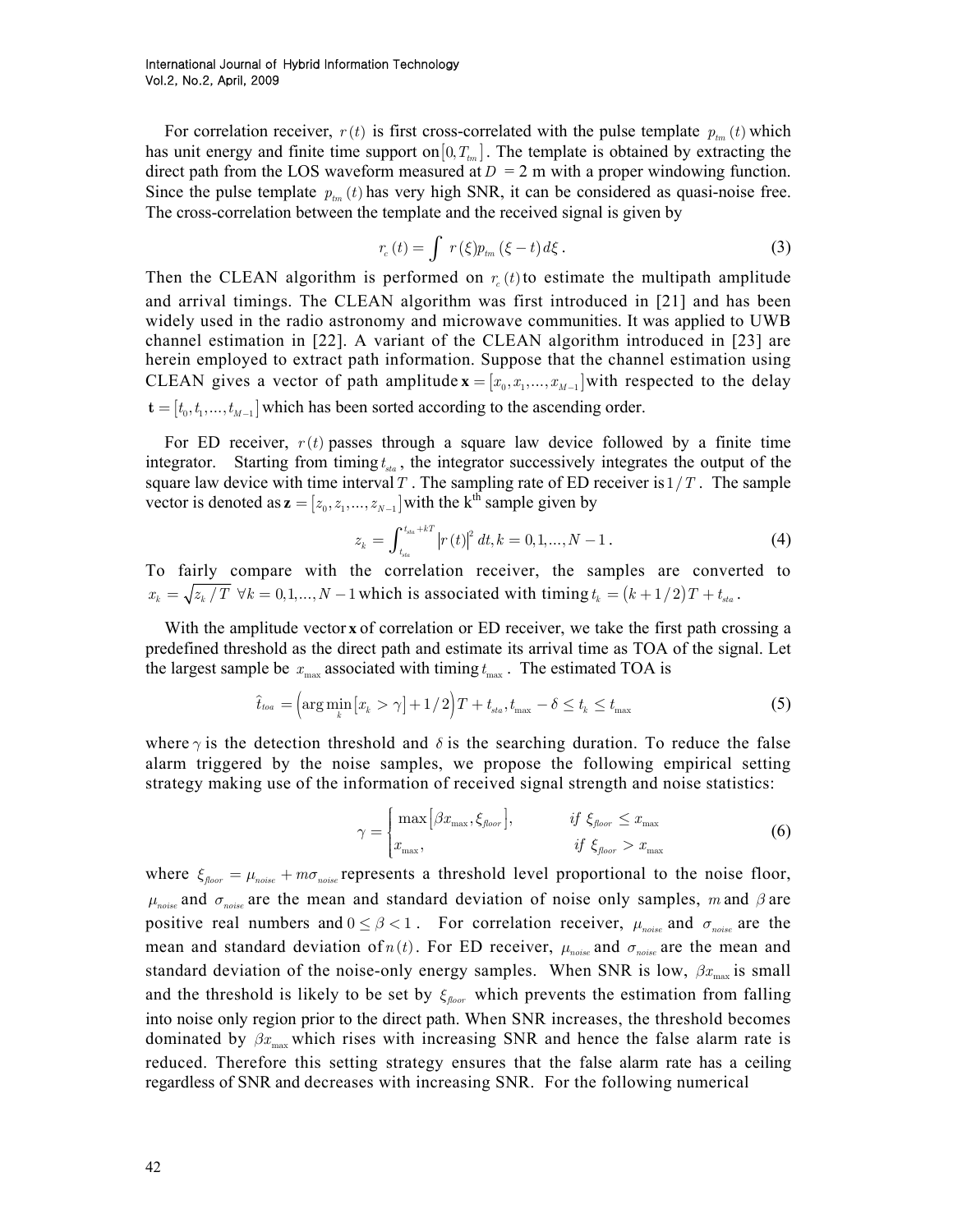For correlation receiver, $r(t)$ is first cross-correlated with the pulse template $p_{tm}(t)$ which has unit energy and finite time support on $[0, T_{tm}]$. The template is obtained by extracting the direct path from the LOS waveform measured at $D$ = 2 m with a proper windowing function. Since the pulse template $p_{tm}(t)$ has very high SNR, it can be considered as quasi-noise free. The cross-correlation between the template and the received signal is given by

$$r_c(t) = \int r(\xi) p_{tm}(\xi - t) d\xi . \tag{3}$$

Then the CLEAN algorithm is performed on $r_c(t)$ to estimate the multipath amplitude and arrival timings. The CLEAN algorithm was first introduced in [21] and has been widely used in the radio astronomy and microwave communities. It was applied to UWB channel estimation in [22]. A variant of the CLEAN algorithm introduced in [23] are herein employed to extract path information. Suppose that the channel estimation using CLEAN gives a vector of path amplitude $\mathbf{x} = [x_0, x_1, ..., x_{M-1}]$ with respected to the delay $\mathbf{t} = [t_0, t_1, ..., t_{M-1}]$ which has been sorted according to the ascending order.

For ED receiver, $r(t)$ passes through a square law device followed by a finite time integrator. Starting from timing $t_{sta}$, the integrator successively integrates the output of the square law device with time interval $T$. The sampling rate of ED receiver is $1/T$. The sample vector is denoted as $\mathbf{z} = [z_0, z_1, ..., z_{N-1}]$ with the k[th] sample given by

$$z_k = \int_{t_{sta}}^{t_{sta}+kT} |r(t)|^2 \, dt, k = 0, 1, ..., N-1 . \tag{4}$$

To fairly compare with the correlation receiver, the samples are converted to $x_k = \sqrt{z_k / T} \ \forall k = 0, 1, ..., N-1$ which is associated with timing $t_k = (k + 1/2)T + t_{sta}$.

With the amplitude vector $\mathbf{x}$ of correlation or ED receiver, we take the first path crossing a predefined threshold as the direct path and estimate its arrival time as TOA of the signal. Let the largest sample be $x_{\max}$ associated with timing $t_{\max}$. The estimated TOA is

$$\hat{t}_{toa} = \left( \arg\min_k [x_k > \gamma] + 1/2 \right) T + t_{sta}, t_{\max} - \delta \le t_k \le t_{\max} \tag{5}$$

where $\gamma$ is the detection threshold and $\delta$ is the searching duration. To reduce the false alarm triggered by the noise samples, we propose the following empirical setting strategy making use of the information of received signal strength and noise statistics:

$$\gamma = \begin{cases} \max[\beta x_{\max}, \xi_{floor}], & if \ \xi_{floor} \le x_{\max} \\ x_{\max}, & if \ \xi_{floor} > x_{\max} \end{cases} \tag{6}$$

where $\xi_{floor} = \mu_{noise} + m\sigma_{noise}$ represents a threshold level proportional to the noise floor, $\mu_{noise}$ and $\sigma_{noise}$ are the mean and standard deviation of noise only samples, $m$ and $\beta$ are positive real numbers and $0 \le \beta < 1$. For correlation receiver, $\mu_{noise}$ and $\sigma_{noise}$ are the mean and standard deviation of $n(t)$. For ED receiver, $\mu_{noise}$ and $\sigma_{noise}$ are the mean and standard deviation of the noise-only energy samples. When SNR is low, $\beta x_{\max}$ is small and the threshold is likely to be set by $\xi_{floor}$ which prevents the estimation from falling into noise only region prior to the direct path. When SNR increases, the threshold becomes dominated by $\beta x_{\max}$ which rises with increasing SNR and hence the false alarm rate is reduced. Therefore this setting strategy ensures that the false alarm rate has a ceiling regardless of SNR and decreases with increasing SNR. For the following numerical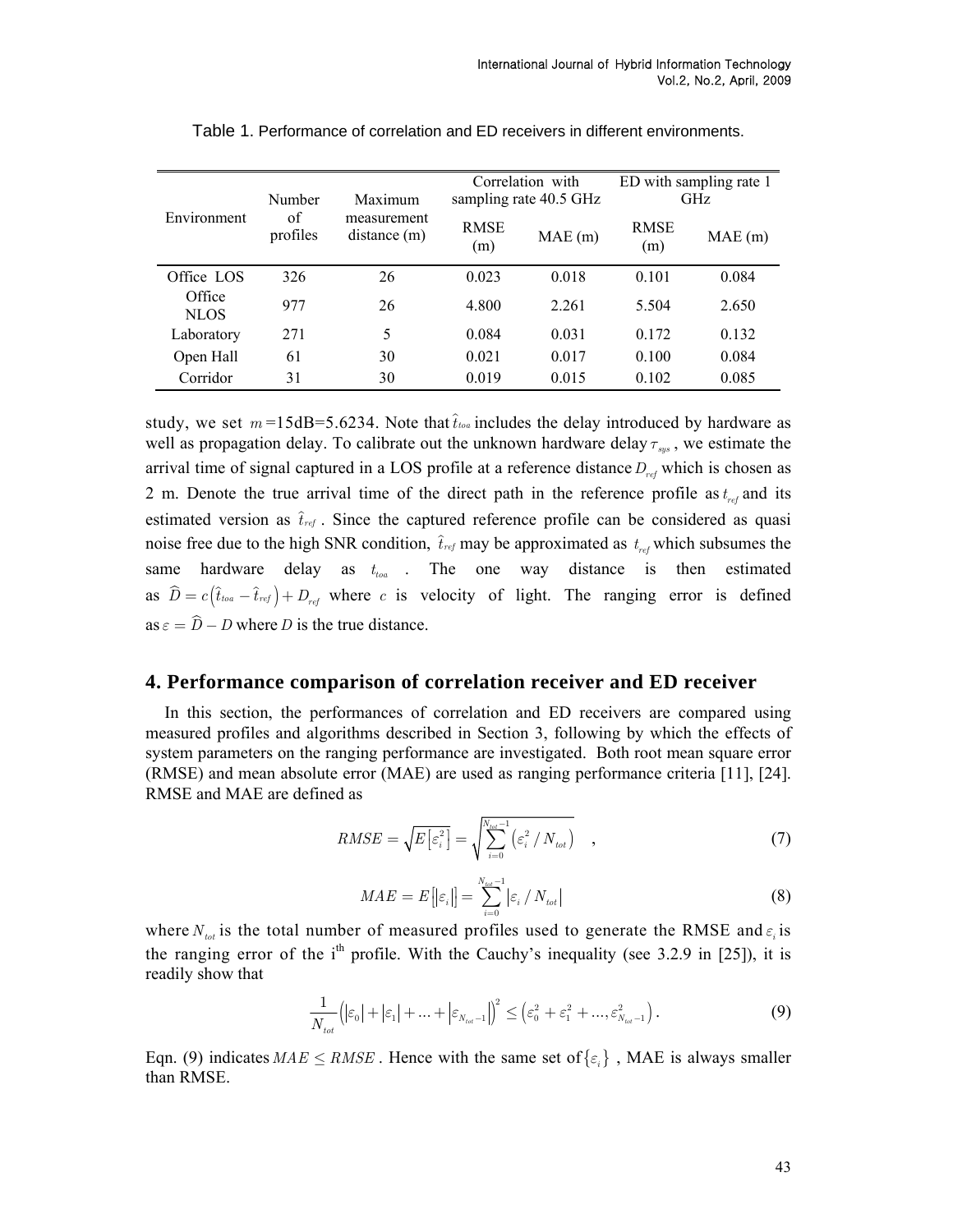Table 1. Performance of correlation and ED receivers in different environments.

| Environment | Number of profiles | Maximum measurement distance (m) | Correlation with sampling rate 40.5 GHz | | ED with sampling rate 1 GHz | |
|---|---|---|---|---|---|---|
| | | | RMSE (m) | MAE (m) | RMSE (m) | MAE (m) |
| Office LOS | 326 | 26 | 0.023 | 0.018 | 0.101 | 0.084 |
| Office NLOS | 977 | 26 | 4.800 | 2.261 | 5.504 | 2.650 |
| Laboratory | 271 | 5 | 0.084 | 0.031 | 0.172 | 0.132 |
| Open Hall | 61 | 30 | 0.021 | 0.017 | 0.100 | 0.084 |
| Corridor | 31 | 30 | 0.019 | 0.015 | 0.102 | 0.085 |

study, we set $m$ =15dB=5.6234. Note that $\hat{t}_{toa}$ includes the delay introduced by hardware as well as propagation delay. To calibrate out the unknown hardware delay $\tau_{sys}$ , we estimate the arrival time of signal captured in a LOS profile at a reference distance $D_{ref}$ which is chosen as 2 m. Denote the true arrival time of the direct path in the reference profile as $t_{ref}$ and its estimated version as $\hat{t}_{ref}$ . Since the captured reference profile can be considered as quasi noise free due to the high SNR condition, $\hat{t}_{ref}$ may be approximated as $t_{ref}$ which subsumes the same hardware delay as $t_{toa}$ . The one way distance is then estimated as $\widehat{D} = c\left(\hat{t}_{toa} - \hat{t}_{ref}\right) + D_{ref}$ where $c$ is velocity of light. The ranging error is defined as $\varepsilon = \widehat{D} - D$ where $D$ is the true distance.

## 4. Performance comparison of correlation receiver and ED receiver

In this section, the performances of correlation and ED receivers are compared using measured profiles and algorithms described in Section 3, following by which the effects of system parameters on the ranging performance are investigated. Both root mean square error (RMSE) and mean absolute error (MAE) are used as ranging performance criteria [11], [24]. RMSE and MAE are defined as

$$RMSE = \sqrt{E\left[\varepsilon_i^2\right]} = \sqrt{\sum_{i=0}^{N_{tot}-1}\left(\varepsilon_i^2 / N_{tot}\right)} \quad , \tag{7}$$

$$MAE = E\left[\left|\varepsilon_i\right|\right] = \sum_{i=0}^{N_{tot}-1}\left|\varepsilon_i / N_{tot}\right| \tag{8}$$

where $N_{tot}$ is the total number of measured profiles used to generate the RMSE and $\varepsilon_i$ is the ranging error of the i[th] profile. With the Cauchy's inequality (see 3.2.9 in [25]), it is readily show that

$$\frac{1}{N_{tot}}\left(\left|\varepsilon_0\right| + \left|\varepsilon_1\right| + ... + \left|\varepsilon_{N_{tot}-1}\right|\right)^2 \leq \left(\varepsilon_0^2 + \varepsilon_1^2 + ..., \varepsilon_{N_{tot}-1}^2\right). \tag{9}$$

Eqn. (9) indicates $MAE \leq RMSE$ . Hence with the same set of $\{\varepsilon_i\}$ , MAE is always smaller than RMSE.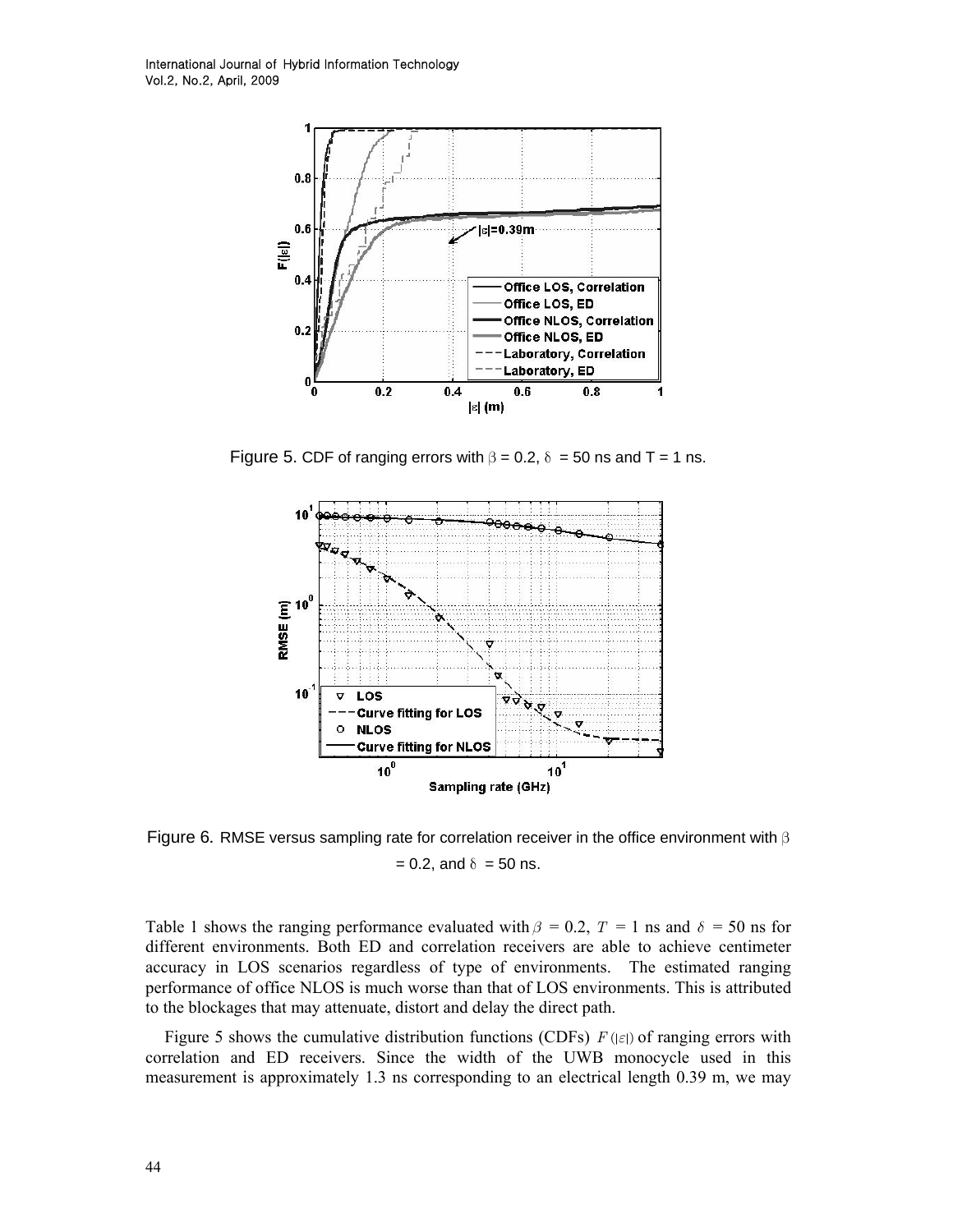1

0.8

0.6

0.4

0.2

0

F(|ε|)

0 0.2 0.4 0.6 0.8 1

|ε| (m)

|ε|=0.39m

Office LOS, Correlation

Office LOS, ED

Office NLOS, Correlation

Office NLOS, ED

Laboratory, Correlation

Laboratory, ED

Figure 5. CDF of ranging errors with β = 0.2, δ = 50 ns and T = 1 ns.

$10^1$

$10^0$

$10^{-1}$

RMSE (m)

$10^0$ $10^1$

Sampling rate (GHz)

LOS

Curve fitting for LOS

NLOS

Curve fitting for NLOS

Figure 6. RMSE versus sampling rate for correlation receiver in the office environment with β = 0.2, and δ = 50 ns.

Table 1 shows the ranging performance evaluated with $\beta$ = 0.2, $T$ = 1 ns and $\delta$ = 50 ns for different environments. Both ED and correlation receivers are able to achieve centimeter accuracy in LOS scenarios regardless of type of environments. The estimated ranging performance of office NLOS is much worse than that of LOS environments. This is attributed to the blockages that may attenuate, distort and delay the direct path.

Figure 5 shows the cumulative distribution functions (CDFs) $F(|\varepsilon|)$ of ranging errors with correlation and ED receivers. Since the width of the UWB monocycle used in this measurement is approximately 1.3 ns corresponding to an electrical length 0.39 m, we may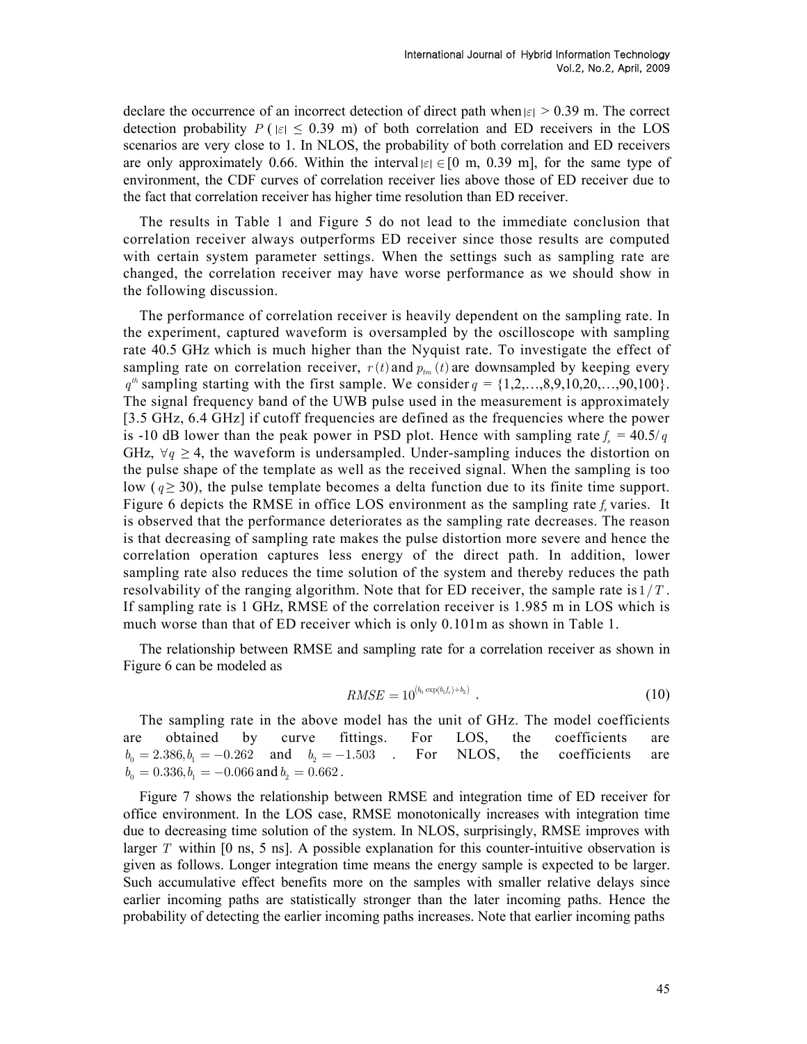declare the occurrence of an incorrect detection of direct path when $|\varepsilon| > 0.39$ m. The correct detection probability $P$ ( $|\varepsilon| \leq 0.39$ m) of both correlation and ED receivers in the LOS scenarios are very close to 1. In NLOS, the probability of both correlation and ED receivers are only approximately 0.66. Within the interval $|\varepsilon| \in [0$ m, 0.39 m], for the same type of environment, the CDF curves of correlation receiver lies above those of ED receiver due to the fact that correlation receiver has higher time resolution than ED receiver.

The results in Table 1 and Figure 5 do not lead to the immediate conclusion that correlation receiver always outperforms ED receiver since those results are computed with certain system parameter settings. When the settings such as sampling rate are changed, the correlation receiver may have worse performance as we should show in the following discussion.

The performance of correlation receiver is heavily dependent on the sampling rate. In the experiment, captured waveform is oversampled by the oscilloscope with sampling rate 40.5 GHz which is much higher than the Nyquist rate. To investigate the effect of sampling rate on correlation receiver, $r(t)$ and $p_{tm}(t)$ are downsampled by keeping every $q^{th}$ sampling starting with the first sample. We consider $q = \{1,2,\ldots,8,9,10,20,\ldots,90,100\}$. The signal frequency band of the UWB pulse used in the measurement is approximately [3.5 GHz, 6.4 GHz] if cutoff frequencies are defined as the frequencies where the power is -10 dB lower than the peak power in PSD plot. Hence with sampling rate $f_s = 40.5/q$ GHz, $\forall q \geq 4$, the waveform is undersampled. Under-sampling induces the distortion on the pulse shape of the template as well as the received signal. When the sampling is too low ( $q \geq 30$), the pulse template becomes a delta function due to its finite time support. Figure 6 depicts the RMSE in office LOS environment as the sampling rate $f_s$ varies. It is observed that the performance deteriorates as the sampling rate decreases. The reason is that decreasing of sampling rate makes the pulse distortion more severe and hence the correlation operation captures less energy of the direct path. In addition, lower sampling rate also reduces the time solution of the system and thereby reduces the path resolvability of the ranging algorithm. Note that for ED receiver, the sample rate is $1/T$. If sampling rate is 1 GHz, RMSE of the correlation receiver is 1.985 m in LOS which is much worse than that of ED receiver which is only 0.101m as shown in Table 1.

The relationship between RMSE and sampling rate for a correlation receiver as shown in Figure 6 can be modeled as

$$RMSE = 10^{\left(b_0 \exp(b_1 f_s) + b_2\right)} . \tag{10}$$

The sampling rate in the above model has the unit of GHz. The model coefficients are obtained by curve fittings. For LOS, the coefficients are $b_0 = 2.386, b_1 = -0.262$ and $b_2 = -1.503$ . For NLOS, the coefficients are $b_0 = 0.336, b_1 = -0.066$ and $b_2 = 0.662$.

Figure 7 shows the relationship between RMSE and integration time of ED receiver for office environment. In the LOS case, RMSE monotonically increases with integration time due to decreasing time solution of the system. In NLOS, surprisingly, RMSE improves with larger $T$ within [0 ns, 5 ns]. A possible explanation for this counter-intuitive observation is given as follows. Longer integration time means the energy sample is expected to be larger. Such accumulative effect benefits more on the samples with smaller relative delays since earlier incoming paths are statistically stronger than the later incoming paths. Hence the probability of detecting the earlier incoming paths increases. Note that earlier incoming paths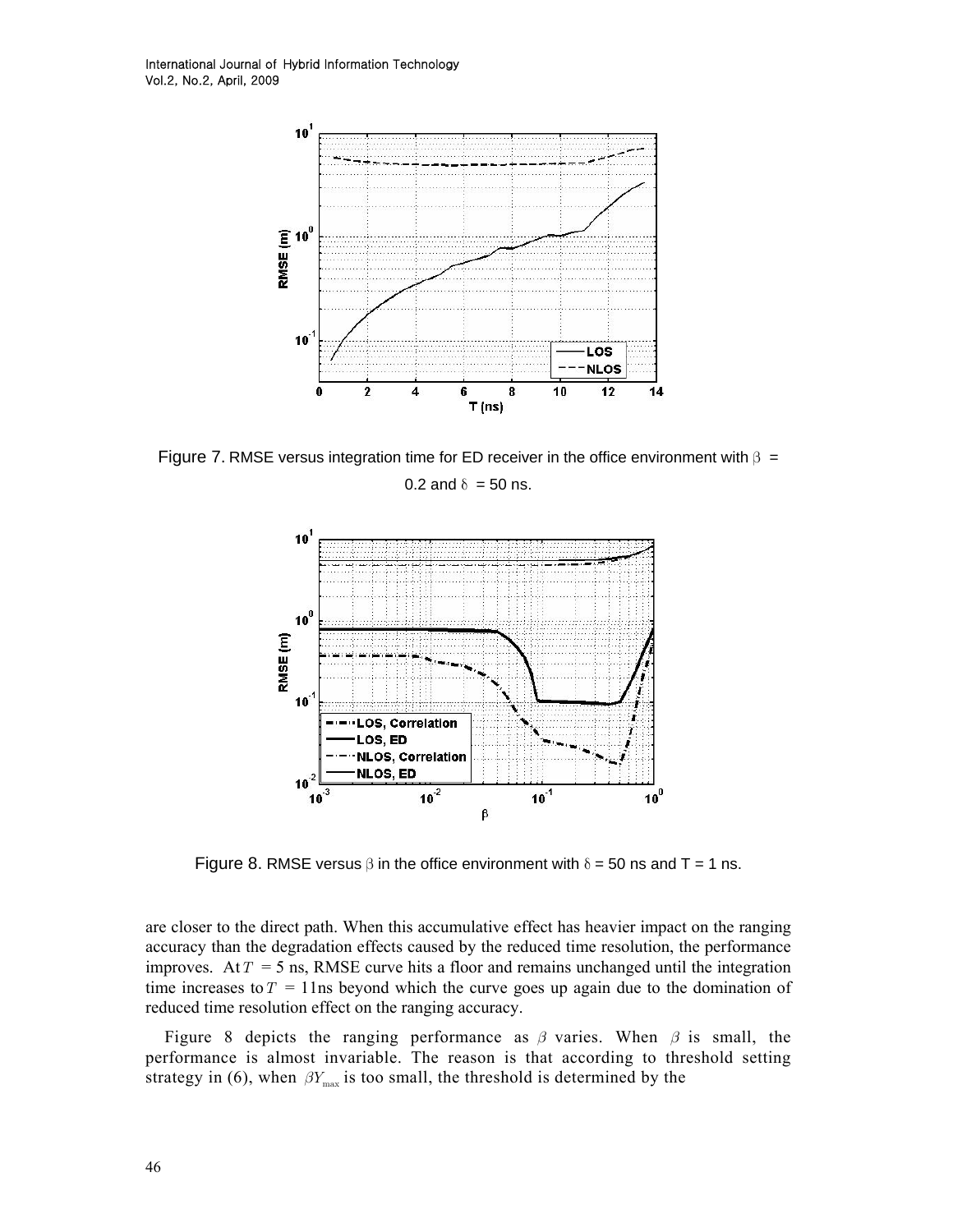10^1

10^0

10^-1

RMSE (m)

0 2 4 6 8 10 12 14

T (ns)

LOS

NLOS

Figure 7. RMSE versus integration time for ED receiver in the office environment with β = 0.2 and δ = 50 ns.

10^1

10^0

10^-1

10^-2

RMSE (m)

10^-3 10^-2 10^-1 10^0

β

LOS, Correlation

LOS, ED

NLOS, Correlation

NLOS, ED

Figure 8. RMSE versus β in the office environment with δ = 50 ns and T = 1 ns.

are closer to the direct path. When this accumulative effect has heavier impact on the ranging accuracy than the degradation effects caused by the reduced time resolution, the performance improves. At $T$ = 5 ns, RMSE curve hits a floor and remains unchanged until the integration time increases to $T$ = 11ns beyond which the curve goes up again due to the domination of reduced time resolution effect on the ranging accuracy.

Figure 8 depicts the ranging performance as $\beta$ varies. When $\beta$ is small, the performance is almost invariable. The reason is that according to threshold setting strategy in (6), when $\beta Y_{\max}$ is too small, the threshold is determined by the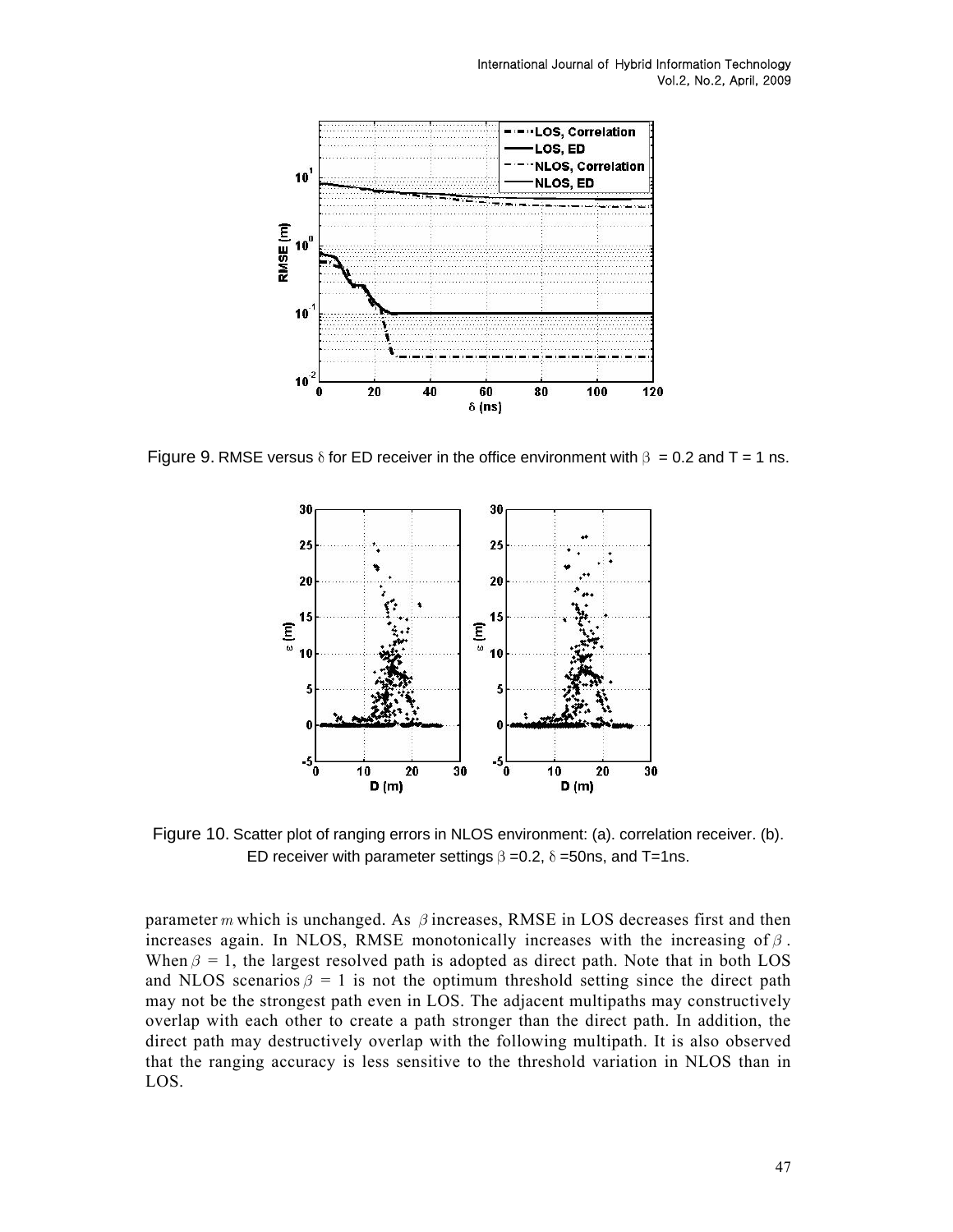LOS, Correlation
LOS, ED
NLOS, Correlation
NLOS, ED

RMSE (m)

$10^{1}$

$10^{0}$

$10^{-1}$

$10^{-2}$

0 20 40 60 80 100 120

δ (ns)

Figure 9. RMSE versus δ for ED receiver in the office environment with β = 0.2 and T = 1 ns.

30
25
20
15
10
5
0
-5

ε (m)

0 10 20 30

D (m)

30
25
20
15
10
5
0
-5

ε (m)

0 10 20 30

D (m)

Figure 10. Scatter plot of ranging errors in NLOS environment: (a). correlation receiver. (b). ED receiver with parameter settings β =0.2, δ =50ns, and T=1ns.

parameter $m$ which is unchanged. As $\beta$ increases, RMSE in LOS decreases first and then increases again. In NLOS, RMSE monotonically increases with the increasing of $\beta$. When $\beta = 1$, the largest resolved path is adopted as direct path. Note that in both LOS and NLOS scenarios $\beta = 1$ is not the optimum threshold setting since the direct path may not be the strongest path even in LOS. The adjacent multipaths may constructively overlap with each other to create a path stronger than the direct path. In addition, the direct path may destructively overlap with the following multipath. It is also observed that the ranging accuracy is less sensitive to the threshold variation in NLOS than in LOS.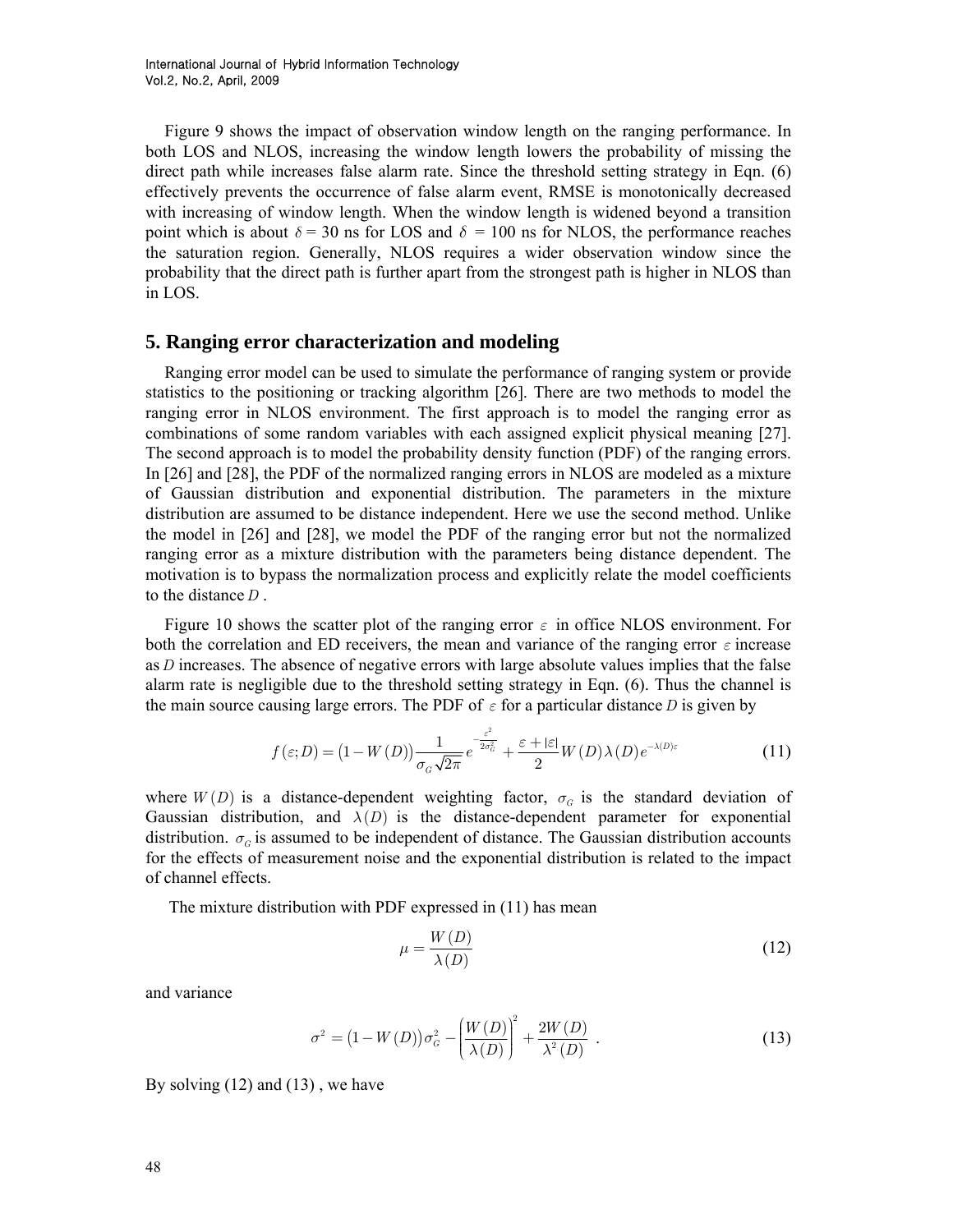Figure 9 shows the impact of observation window length on the ranging performance. In both LOS and NLOS, increasing the window length lowers the probability of missing the direct path while increases false alarm rate. Since the threshold setting strategy in Eqn. (6) effectively prevents the occurrence of false alarm event, RMSE is monotonically decreased with increasing of window length. When the window length is widened beyond a transition point which is about $\delta$ = 30 ns for LOS and $\delta$ = 100 ns for NLOS, the performance reaches the saturation region. Generally, NLOS requires a wider observation window since the probability that the direct path is further apart from the strongest path is higher in NLOS than in LOS.

## 5. Ranging error characterization and modeling

Ranging error model can be used to simulate the performance of ranging system or provide statistics to the positioning or tracking algorithm [26]. There are two methods to model the ranging error in NLOS environment. The first approach is to model the ranging error as combinations of some random variables with each assigned explicit physical meaning [27]. The second approach is to model the probability density function (PDF) of the ranging errors. In [26] and [28], the PDF of the normalized ranging errors in NLOS are modeled as a mixture of Gaussian distribution and exponential distribution. The parameters in the mixture distribution are assumed to be distance independent. Here we use the second method. Unlike the model in [26] and [28], we model the PDF of the ranging error but not the normalized ranging error as a mixture distribution with the parameters being distance dependent. The motivation is to bypass the normalization process and explicitly relate the model coefficients to the distance $D$.

Figure 10 shows the scatter plot of the ranging error $\varepsilon$ in office NLOS environment. For both the correlation and ED receivers, the mean and variance of the ranging error $\varepsilon$ increase as $D$ increases. The absence of negative errors with large absolute values implies that the false alarm rate is negligible due to the threshold setting strategy in Eqn. (6). Thus the channel is the main source causing large errors. The PDF of $\varepsilon$ for a particular distance $D$ is given by

$$f(\varepsilon; D) = \left(1 - W(D)\right)\frac{1}{\sigma_G\sqrt{2\pi}}e^{-\frac{\varepsilon^2}{2\sigma_G^2}} + \frac{\varepsilon + |\varepsilon|}{2}W(D)\lambda(D)e^{-\lambda(D)\varepsilon} \tag{11}$$

where $W(D)$ is a distance-dependent weighting factor, $\sigma_G$ is the standard deviation of Gaussian distribution, and $\lambda(D)$ is the distance-dependent parameter for exponential distribution. $\sigma_G$ is assumed to be independent of distance. The Gaussian distribution accounts for the effects of measurement noise and the exponential distribution is related to the impact of channel effects.

The mixture distribution with PDF expressed in (11) has mean

$$\mu = \frac{W(D)}{\lambda(D)} \tag{12}$$

and variance

$$\sigma^2 = \left(1 - W(D)\right)\sigma_G^2 - \left(\frac{W(D)}{\lambda(D)}\right)^2 + \frac{2W(D)}{\lambda^2(D)} \quad . \tag{13}$$

By solving (12) and (13) , we have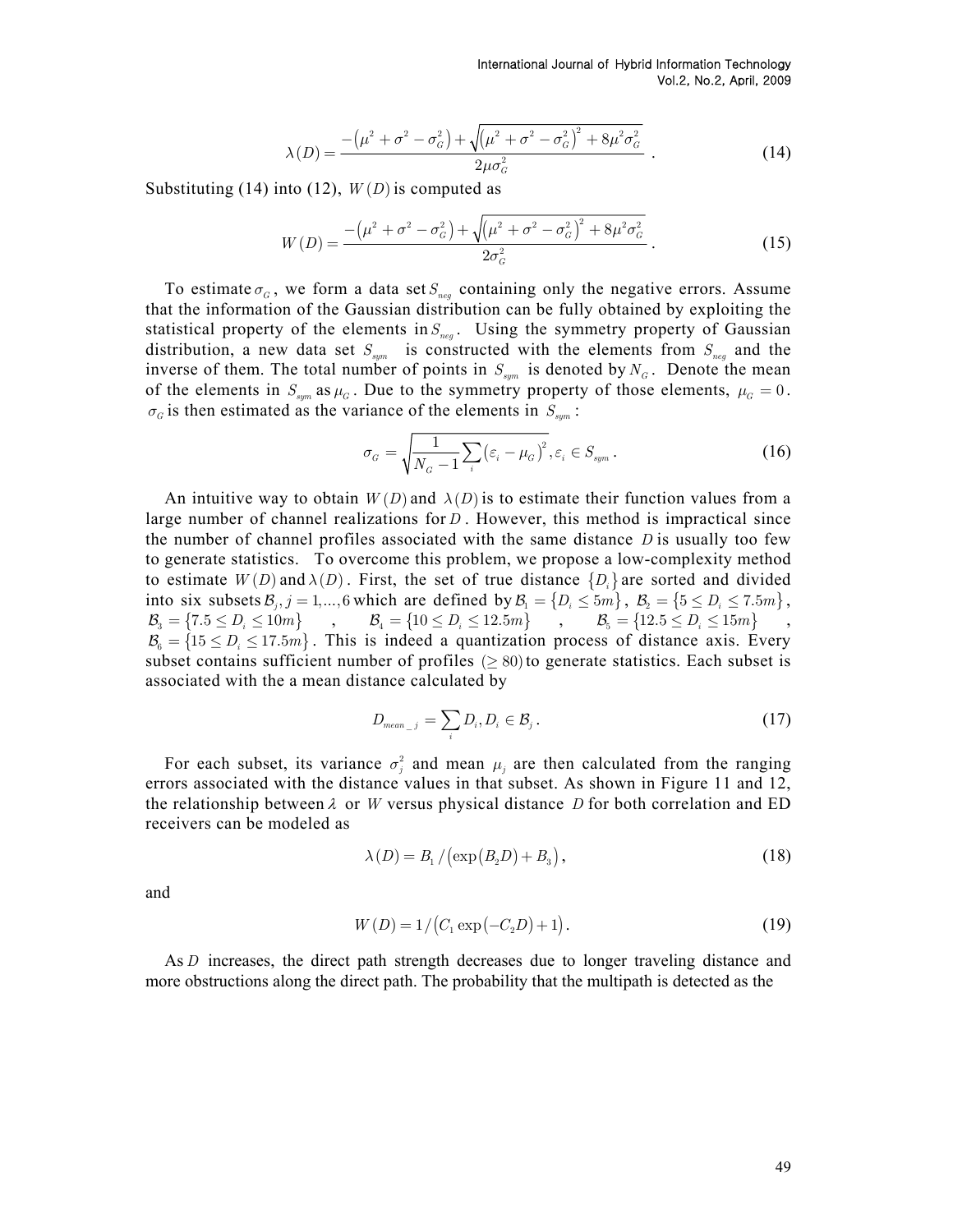$$\lambda(D) = \frac{-\left(\mu^2 + \sigma^2 - \sigma_G^2\right) + \sqrt{\left(\mu^2 + \sigma^2 - \sigma_G^2\right)^2 + 8\mu^2\sigma_G^2}}{2\mu\sigma_G^2} . \tag{14}$$

Substituting (14) into (12), $W(D)$ is computed as

$$W(D) = \frac{-\left(\mu^2 + \sigma^2 - \sigma_G^2\right) + \sqrt{\left(\mu^2 + \sigma^2 - \sigma_G^2\right)^2 + 8\mu^2\sigma_G^2}}{2\sigma_G^2} . \tag{15}$$

To estimate $\sigma_G$, we form a data set $S_{neg}$ containing only the negative errors. Assume that the information of the Gaussian distribution can be fully obtained by exploiting the statistical property of the elements in $S_{neg}$. Using the symmetry property of Gaussian distribution, a new data set $S_{sym}$ is constructed with the elements from $S_{neg}$ and the inverse of them. The total number of points in $S_{sym}$ is denoted by $N_G$. Denote the mean of the elements in $S_{sym}$ as $\mu_G$. Due to the symmetry property of those elements, $\mu_G = 0$. $\sigma_G$ is then estimated as the variance of the elements in $S_{sym}$:

$$\sigma_G = \sqrt{\frac{1}{N_G - 1}\sum_i \left(\varepsilon_i - \mu_G\right)^2}, \varepsilon_i \in S_{sym} . \tag{16}$$

An intuitive way to obtain $W(D)$ and $\lambda(D)$ is to estimate their function values from a large number of channel realizations for $D$. However, this method is impractical since the number of channel profiles associated with the same distance $D$ is usually too few to generate statistics. To overcome this problem, we propose a low-complexity method to estimate $W(D)$ and $\lambda(D)$. First, the set of true distance $\{D_i\}$ are sorted and divided into six subsets $\mathcal{B}_j, j = 1,...,6$ which are defined by $\mathcal{B}_1 = \{D_i \le 5m\}$, $\mathcal{B}_2 = \{5 \le D_i \le 7.5m\}$, $\mathcal{B}_3 = \{7.5 \le D_i \le 10m\}$, $\mathcal{B}_4 = \{10 \le D_i \le 12.5m\}$, $\mathcal{B}_5 = \{12.5 \le D_i \le 15m\}$, $\mathcal{B}_6 = \{15 \le D_i \le 17.5m\}$. This is indeed a quantization process of distance axis. Every subset contains sufficient number of profiles $(\ge 80)$ to generate statistics. Each subset is associated with the a mean distance calculated by

$$D_{mean\_j} = \sum_i D_i, D_i \in \mathcal{B}_j . \tag{17}$$

For each subset, its variance $\sigma_j^2$ and mean $\mu_j$ are then calculated from the ranging errors associated with the distance values in that subset. As shown in Figure 11 and 12, the relationship between $\lambda$ or $W$ versus physical distance $D$ for both correlation and ED receivers can be modeled as

$$\lambda(D) = B_1 / \left(\exp\left(B_2 D\right) + B_3\right), \tag{18}$$

and

$$W(D) = 1 / \left(C_1 \exp\left(-C_2 D\right) + 1\right). \tag{19}$$

As $D$ increases, the direct path strength decreases due to longer traveling distance and more obstructions along the direct path. The probability that the multipath is detected as the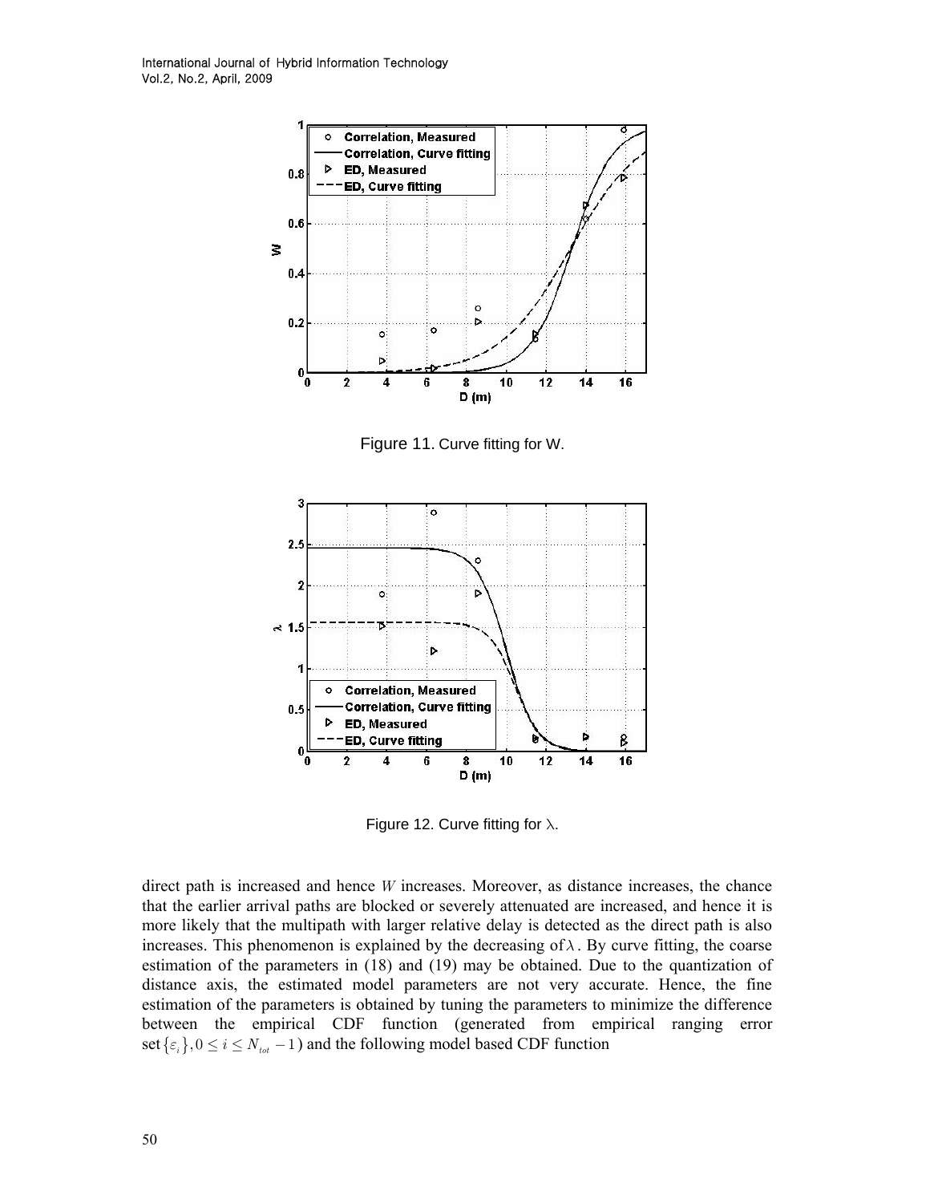Figure 11. Curve fitting for W.

Figure 12. Curve fitting for $\lambda$.

direct path is increased and hence *W* increases. Moreover, as distance increases, the chance that the earlier arrival paths are blocked or severely attenuated are increased, and hence it is more likely that the multipath with larger relative delay is detected as the direct path is also increases. This phenomenon is explained by the decreasing of $\lambda$. By curve fitting, the coarse estimation of the parameters in (18) and (19) may be obtained. Due to the quantization of distance axis, the estimated model parameters are not very accurate. Hence, the fine estimation of the parameters is obtained by tuning the parameters to minimize the difference between the empirical CDF function (generated from empirical ranging error set $\{\varepsilon_i\}, 0 \leq i \leq N_{tot} - 1$) and the following model based CDF function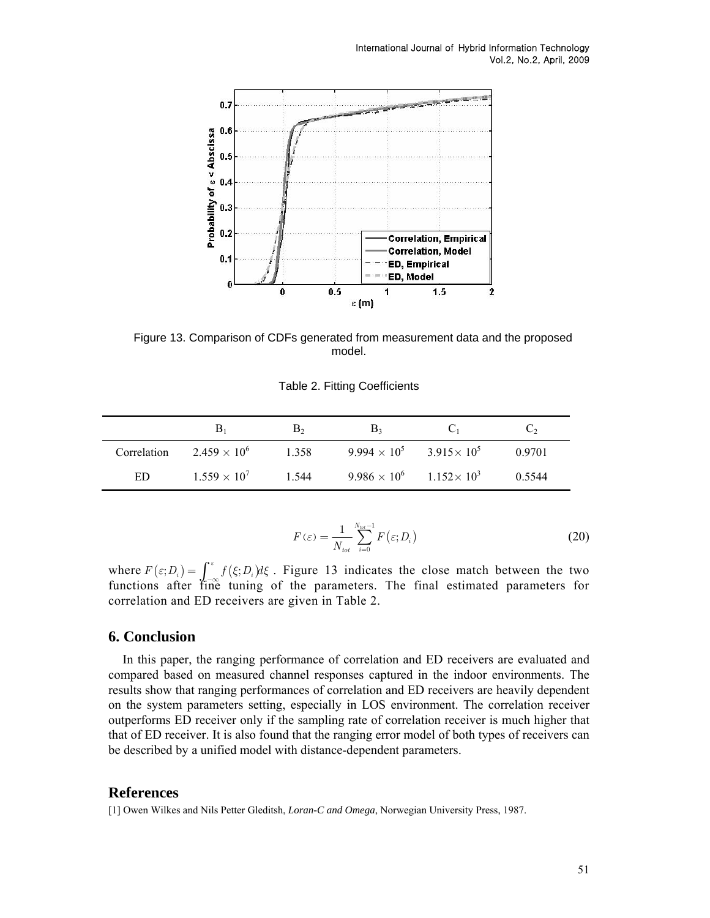0.7
0.6
0.5
0.4
0.3
0.2
0.1
0
Probability of ε < Abscissa
0
0.5
1
1.5
2
ε (m)
Correlation, Empirical
Correlation, Model
ED, Empirical
ED, Model

Figure 13. Comparison of CDFs generated from measurement data and the proposed model.

Table 2. Fitting Coefficients

| | $B_1$ | $B_2$ | $B_3$ | $C_1$ | $C_2$ |
|---|---|---|---|---|---|
| Correlation | $2.459 \times 10^6$ | 1.358 | $9.994 \times 10^5$ | $3.915 \times 10^5$ | 0.9701 |
| ED | $1.559 \times 10^7$ | 1.544 | $9.986 \times 10^6$ | $1.152 \times 10^3$ | 0.5544 |

$$F(\varepsilon) = \frac{1}{N_{tot}} \sum_{i=0}^{N_{tot}-1} F(\varepsilon; D_i) \tag{20}$$

where $F(\varepsilon; D_i) = \int_{-\infty}^{\varepsilon} f(\xi; D_i) d\xi$. Figure 13 indicates the close match between the two functions after fine tuning of the parameters. The final estimated parameters for correlation and ED receivers are given in Table 2.

## 6. Conclusion

In this paper, the ranging performance of correlation and ED receivers are evaluated and compared based on measured channel responses captured in the indoor environments. The results show that ranging performances of correlation and ED receivers are heavily dependent on the system parameters setting, especially in LOS environment. The correlation receiver outperforms ED receiver only if the sampling rate of correlation receiver is much higher that that of ED receiver. It is also found that the ranging error model of both types of receivers can be described by a unified model with distance-dependent parameters.

## References

[1] Owen Wilkes and Nils Petter Gleditsh, *Loran-C and Omega*, Norwegian University Press, 1987.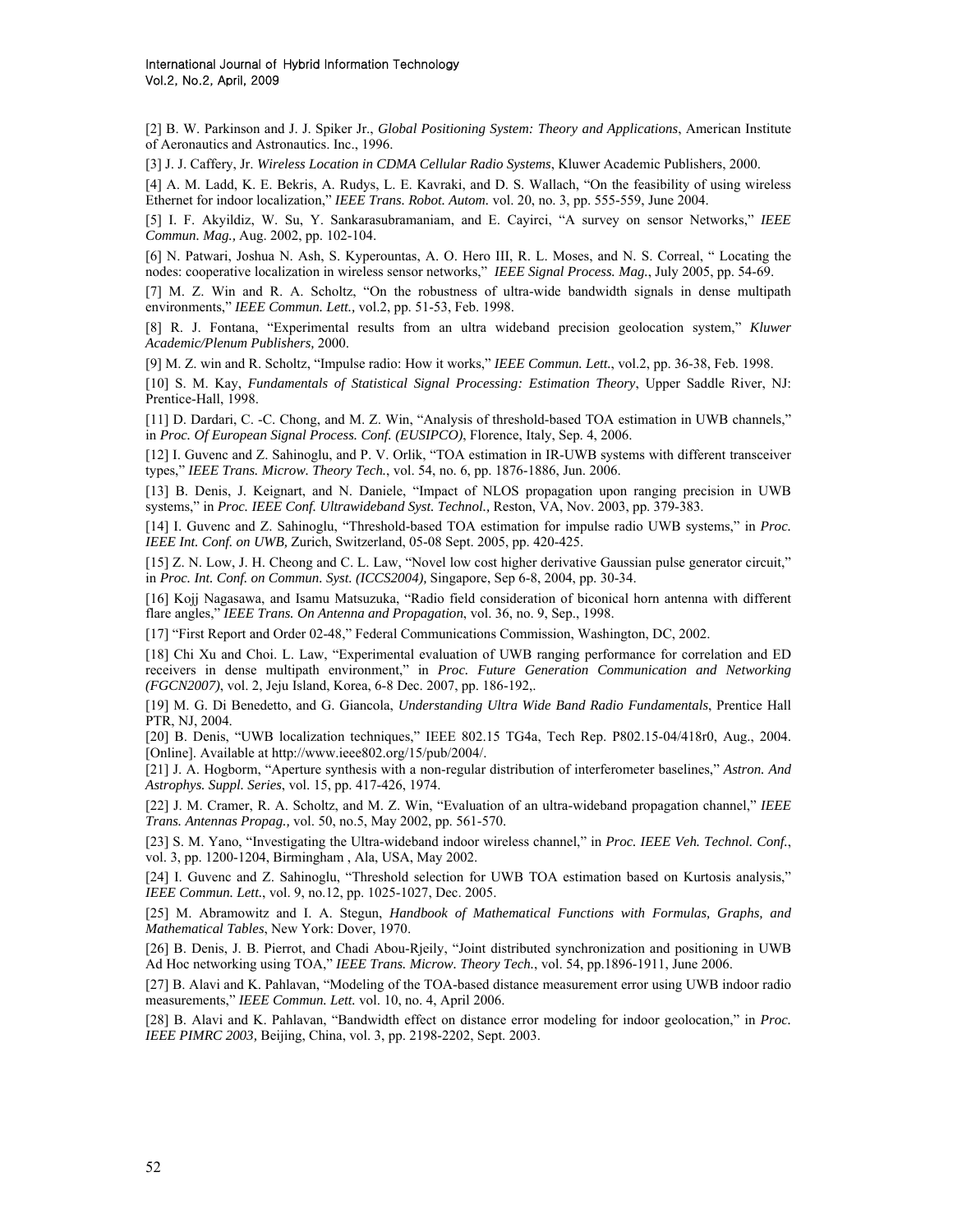[2] B. W. Parkinson and J. J. Spiker Jr., *Global Positioning System: Theory and Applications*, American Institute of Aeronautics and Astronautics. Inc., 1996.

[3] J. J. Caffery, Jr. *Wireless Location in CDMA Cellular Radio Systems*, Kluwer Academic Publishers, 2000.

[4] A. M. Ladd, K. E. Bekris, A. Rudys, L. E. Kavraki, and D. S. Wallach, "On the feasibility of using wireless Ethernet for indoor localization," *IEEE Trans. Robot. Autom.* vol. 20, no. 3, pp. 555-559, June 2004.

[5] I. F. Akyildiz, W. Su, Y. Sankarasubramaniam, and E. Cayirci, "A survey on sensor Networks," *IEEE Commun. Mag.,* Aug. 2002, pp. 102-104.

[6] N. Patwari, Joshua N. Ash, S. Kyperountas, A. O. Hero III, R. L. Moses, and N. S. Correal, " Locating the nodes: cooperative localization in wireless sensor networks," *IEEE Signal Process. Mag.*, July 2005, pp. 54-69.

[7] M. Z. Win and R. A. Scholtz, "On the robustness of ultra-wide bandwidth signals in dense multipath environments," *IEEE Commun. Lett.,* vol.2, pp. 51-53, Feb. 1998.

[8] R. J. Fontana, "Experimental results from an ultra wideband precision geolocation system," *Kluwer Academic/Plenum Publishers,* 2000.

[9] M. Z. win and R. Scholtz, "Impulse radio: How it works," *IEEE Commun. Lett.*, vol.2, pp. 36-38, Feb. 1998.

[10] S. M. Kay, *Fundamentals of Statistical Signal Processing: Estimation Theory*, Upper Saddle River, NJ: Prentice-Hall, 1998.

[11] D. Dardari, C. -C. Chong, and M. Z. Win, "Analysis of threshold-based TOA estimation in UWB channels," in *Proc. Of European Signal Process. Conf. (EUSIPCO)*, Florence, Italy, Sep. 4, 2006.

[12] I. Guvenc and Z. Sahinoglu, and P. V. Orlik, "TOA estimation in IR-UWB systems with different transceiver types," *IEEE Trans. Microw. Theory Tech.*, vol. 54, no. 6, pp. 1876-1886, Jun. 2006.

[13] B. Denis, J. Keignart, and N. Daniele, "Impact of NLOS propagation upon ranging precision in UWB systems," in *Proc. IEEE Conf. Ultrawideband Syst. Technol.,* Reston, VA, Nov. 2003, pp. 379-383.

[14] I. Guvenc and Z. Sahinoglu, "Threshold-based TOA estimation for impulse radio UWB systems," in *Proc. IEEE Int. Conf. on UWB,* Zurich, Switzerland, 05-08 Sept. 2005, pp. 420-425.

[15] Z. N. Low, J. H. Cheong and C. L. Law, "Novel low cost higher derivative Gaussian pulse generator circuit," in *Proc. Int. Conf. on Commun. Syst. (ICCS2004),* Singapore, Sep 6-8, 2004, pp. 30-34.

[16] Kojj Nagasawa, and Isamu Matsuzuka, "Radio field consideration of biconical horn antenna with different flare angles," *IEEE Trans. On Antenna and Propagation*, vol. 36, no. 9, Sep., 1998.

[17] "First Report and Order 02-48," Federal Communications Commission, Washington, DC, 2002.

[18] Chi Xu and Choi. L. Law, "Experimental evaluation of UWB ranging performance for correlation and ED receivers in dense multipath environment," in *Proc. Future Generation Communication and Networking (FGCN2007)*, vol. 2, Jeju Island, Korea, 6-8 Dec. 2007, pp. 186-192,.

[19] M. G. Di Benedetto, and G. Giancola, *Understanding Ultra Wide Band Radio Fundamentals*, Prentice Hall PTR, NJ, 2004.

[20] B. Denis, "UWB localization techniques," IEEE 802.15 TG4a, Tech Rep. P802.15-04/418r0, Aug., 2004. [Online]. Available at http://www.ieee802.org/15/pub/2004/.

[21] J. A. Hogborm, "Aperture synthesis with a non-regular distribution of interferometer baselines," *Astron. And Astrophys. Suppl. Series*, vol. 15, pp. 417-426, 1974.

[22] J. M. Cramer, R. A. Scholtz, and M. Z. Win, "Evaluation of an ultra-wideband propagation channel," *IEEE Trans. Antennas Propag.,* vol. 50, no.5, May 2002, pp. 561-570.

[23] S. M. Yano, "Investigating the Ultra-wideband indoor wireless channel," in *Proc. IEEE Veh. Technol. Conf.*, vol. 3, pp. 1200-1204, Birmingham , Ala, USA, May 2002.

[24] I. Guvenc and Z. Sahinoglu, "Threshold selection for UWB TOA estimation based on Kurtosis analysis," *IEEE Commun. Lett.*, vol. 9, no.12, pp. 1025-1027, Dec. 2005.

[25] M. Abramowitz and I. A. Stegun, *Handbook of Mathematical Functions with Formulas, Graphs, and Mathematical Tables*, New York: Dover, 1970.

[26] B. Denis, J. B. Pierrot, and Chadi Abou-Rjeily, "Joint distributed synchronization and positioning in UWB Ad Hoc networking using TOA," *IEEE Trans. Microw. Theory Tech.*, vol. 54, pp.1896-1911, June 2006.

[27] B. Alavi and K. Pahlavan, "Modeling of the TOA-based distance measurement error using UWB indoor radio measurements," *IEEE Commun. Lett.* vol. 10, no. 4, April 2006.

[28] B. Alavi and K. Pahlavan, "Bandwidth effect on distance error modeling for indoor geolocation," in *Proc. IEEE PIMRC 2003,* Beijing, China, vol. 3, pp. 2198-2202, Sept. 2003.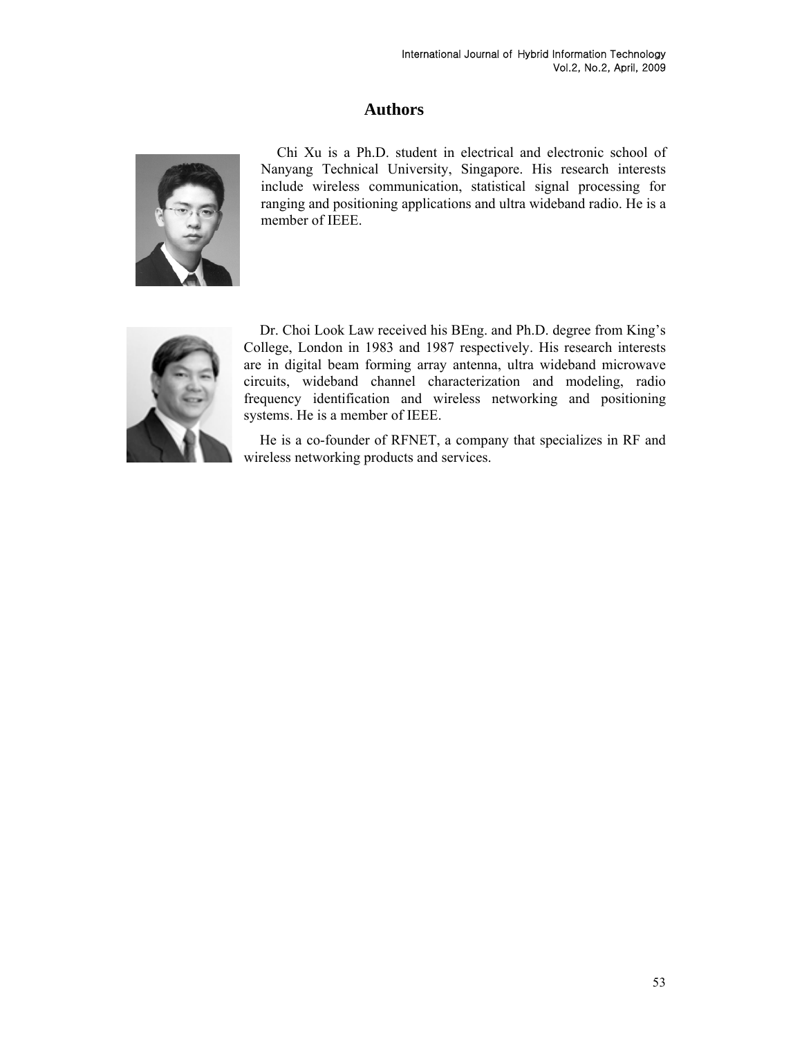# Authors

Chi Xu is a Ph.D. student in electrical and electronic school of Nanyang Technical University, Singapore. His research interests include wireless communication, statistical signal processing for ranging and positioning applications and ultra wideband radio. He is a member of IEEE.

Dr. Choi Look Law received his BEng. and Ph.D. degree from King's College, London in 1983 and 1987 respectively. His research interests are in digital beam forming array antenna, ultra wideband microwave circuits, wideband channel characterization and modeling, radio frequency identification and wireless networking and positioning systems. He is a member of IEEE.

He is a co-founder of RFNET, a company that specializes in RF and wireless networking products and services.